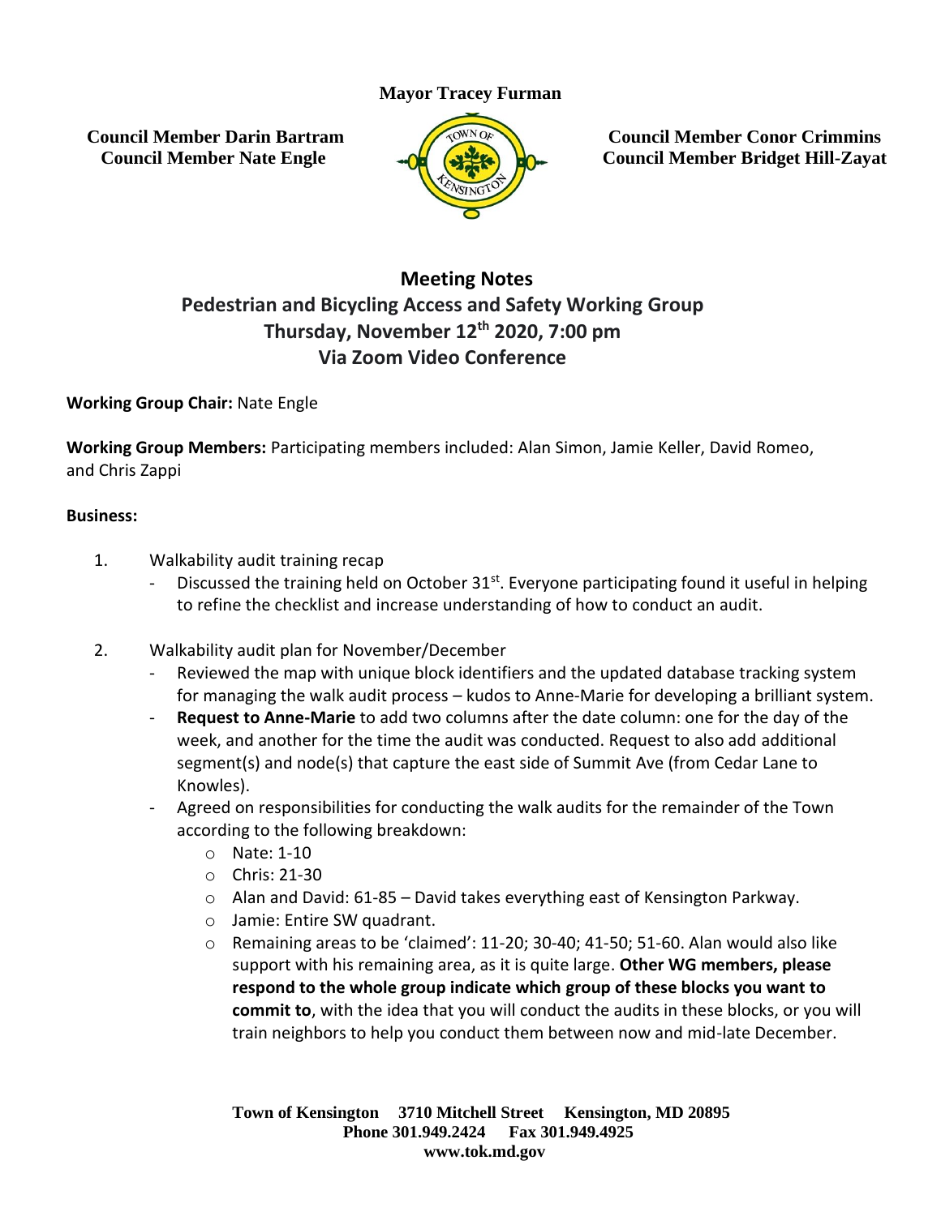**Mayor Tracey Furman**

**Council Member Darin Bartram**
**Council Member Nate Engle**

**Council Member Conor Crimmins**
**Council Member Bridget Hill-Zayat**

# Meeting Notes

## Pedestrian and Bicycling Access and Safety Working Group

## Thursday, November 12th 2020, 7:00 pm

## Via Zoom Video Conference

**Working Group Chair:** Nate Engle

**Working Group Members:** Participating members included: Alan Simon, Jamie Keller, David Romeo, and Chris Zappi

**Business:**

1. Walkability audit training recap
   - Discussed the training held on October 31st. Everyone participating found it useful in helping to refine the checklist and increase understanding of how to conduct an audit.

2. Walkability audit plan for November/December
   - Reviewed the map with unique block identifiers and the updated database tracking system for managing the walk audit process – kudos to Anne-Marie for developing a brilliant system.
   - **Request to Anne-Marie** to add two columns after the date column: one for the day of the week, and another for the time the audit was conducted. Request to also add additional segment(s) and node(s) that capture the east side of Summit Ave (from Cedar Lane to Knowles).
   - Agreed on responsibilities for conducting the walk audits for the remainder of the Town according to the following breakdown:
     - Nate: 1-10
     - Chris: 21-30
     - Alan and David: 61-85 – David takes everything east of Kensington Parkway.
     - Jamie: Entire SW quadrant.
     - Remaining areas to be 'claimed': 11-20; 30-40; 41-50; 51-60. Alan would also like support with his remaining area, as it is quite large. **Other WG members, please respond to the whole group indicate which group of these blocks you want to commit to**, with the idea that you will conduct the audits in these blocks, or you will train neighbors to help you conduct them between now and mid-late December.

**Town of Kensington 3710 Mitchell Street Kensington, MD 20895**
**Phone 301.949.2424 Fax 301.949.4925**
**www.tok.md.gov**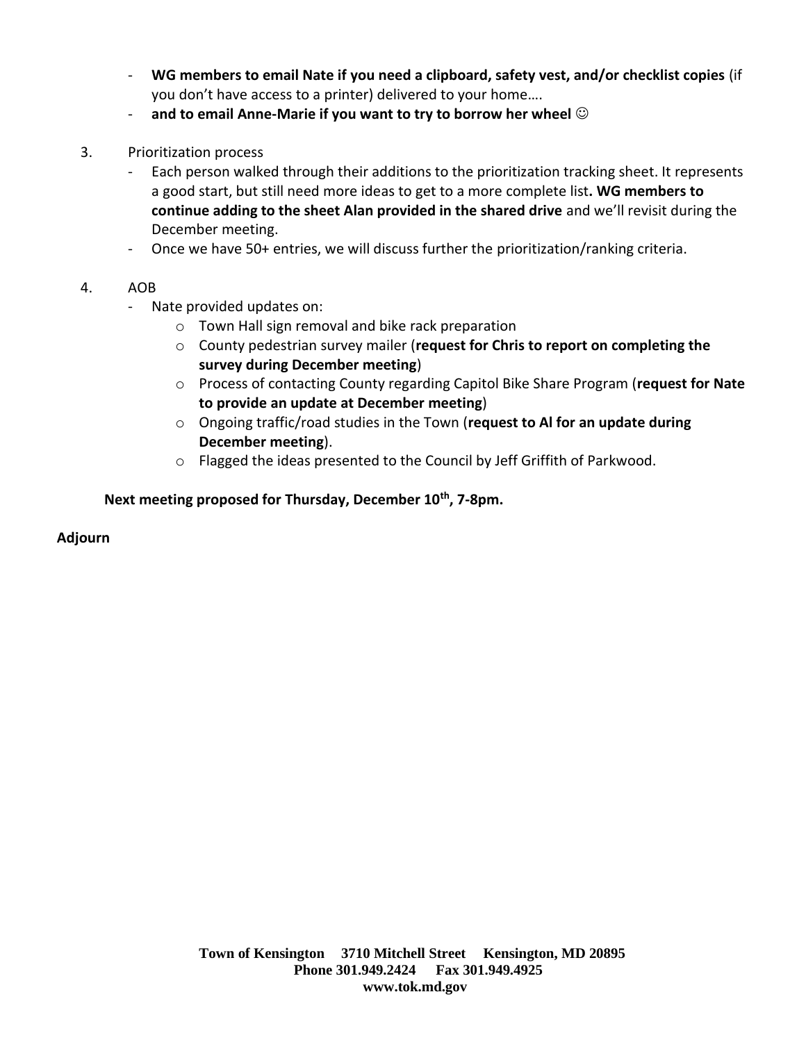- **WG members to email Nate if you need a clipboard, safety vest, and/or checklist copies** (if you don't have access to a printer) delivered to your home….
- **and to email Anne-Marie if you want to try to borrow her wheel** ☺

3. Prioritization process
   - Each person walked through their additions to the prioritization tracking sheet. It represents a good start, but still need more ideas to get to a more complete list**. WG members to continue adding to the sheet Alan provided in the shared drive** and we'll revisit during the December meeting.
   - Once we have 50+ entries, we will discuss further the prioritization/ranking criteria.

4. AOB
   - Nate provided updates on:
     - Town Hall sign removal and bike rack preparation
     - County pedestrian survey mailer (**request for Chris to report on completing the survey during December meeting**)
     - Process of contacting County regarding Capitol Bike Share Program (**request for Nate to provide an update at December meeting**)
     - Ongoing traffic/road studies in the Town (**request to Al for an update during December meeting**).
     - Flagged the ideas presented to the Council by Jeff Griffith of Parkwood.

**Next meeting proposed for Thursday, December 10th, 7-8pm.**

**Adjourn**

**Town of Kensington 3710 Mitchell Street Kensington, MD 20895**
**Phone 301.949.2424 Fax 301.949.4925**
**www.tok.md.gov**